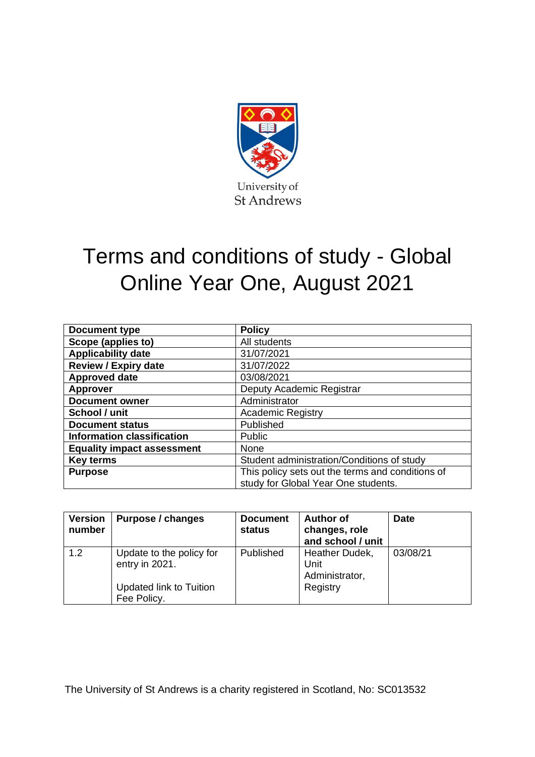University of St Andrews

# Terms and conditions of study - Global Online Year One, August 2021

| | |
|---|---|
| **Document type** | **Policy** |
| **Scope (applies to)** | All students |
| **Applicability date** | 31/07/2021 |
| **Review / Expiry date** | 31/07/2022 |
| **Approved date** | 03/08/2021 |
| **Approver** | Deputy Academic Registrar |
| **Document owner** | Administrator |
| **School / unit** | Academic Registry |
| **Document status** | Published |
| **Information classification** | Public |
| **Equality impact assessment** | None |
| **Key terms** | Student administration/Conditions of study |
| **Purpose** | This policy sets out the terms and conditions of study for Global Year One students. |

| Version number | Purpose / changes | Document status | Author of changes, role and school / unit | Date |
|---|---|---|---|---|
| 1.2 | Update to the policy for entry in 2021.<br><br>Updated link to Tuition Fee Policy. | Published | Heather Dudek, Unit Administrator, Registry | 03/08/21 |

The University of St Andrews is a charity registered in Scotland, No: SC013532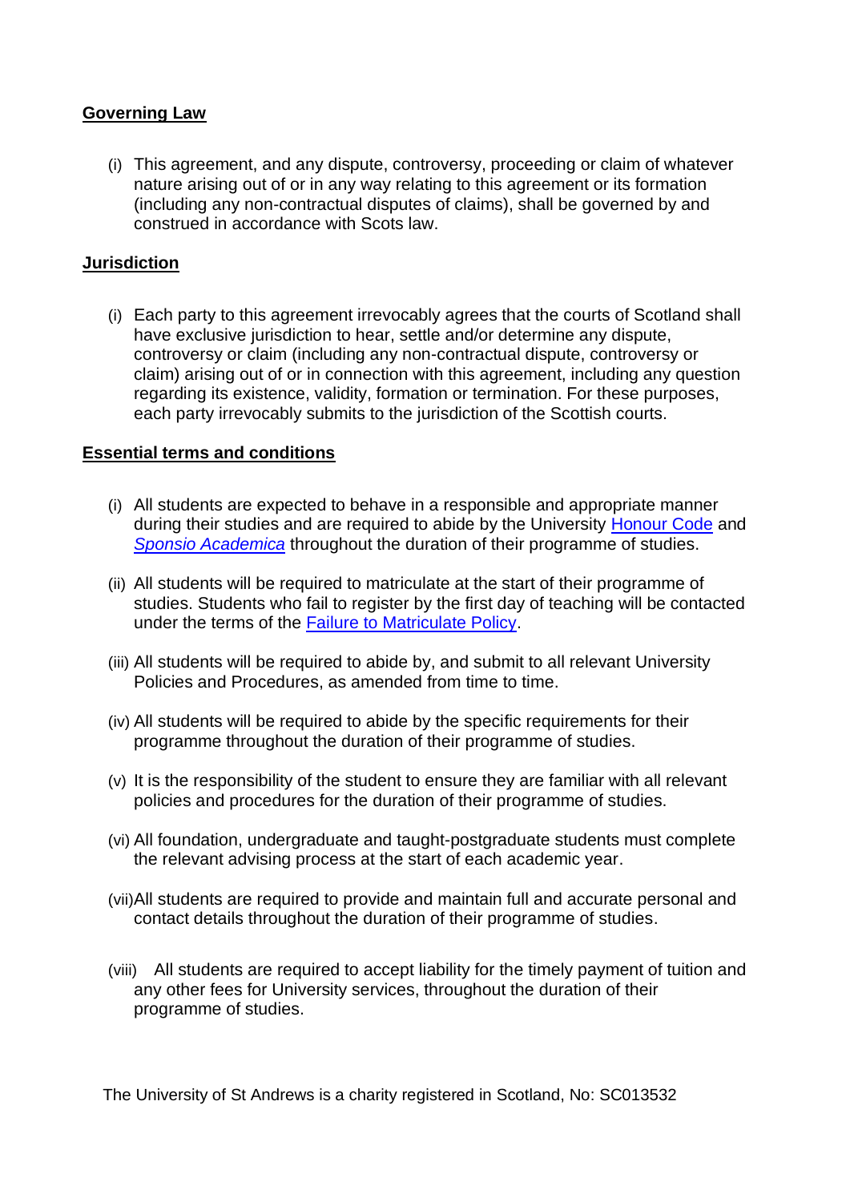**Governing Law**

(i) This agreement, and any dispute, controversy, proceeding or claim of whatever nature arising out of or in any way relating to this agreement or its formation (including any non-contractual disputes of claims), shall be governed by and construed in accordance with Scots law.

**Jurisdiction**

(i) Each party to this agreement irrevocably agrees that the courts of Scotland shall have exclusive jurisdiction to hear, settle and/or determine any dispute, controversy or claim (including any non-contractual dispute, controversy or claim) arising out of or in connection with this agreement, including any question regarding its existence, validity, formation or termination. For these purposes, each party irrevocably submits to the jurisdiction of the Scottish courts.

**Essential terms and conditions**

(i) All students are expected to behave in a responsible and appropriate manner during their studies and are required to abide by the University Honour Code and *Sponsio Academica* throughout the duration of their programme of studies.

(ii) All students will be required to matriculate at the start of their programme of studies. Students who fail to register by the first day of teaching will be contacted under the terms of the Failure to Matriculate Policy.

(iii) All students will be required to abide by, and submit to all relevant University Policies and Procedures, as amended from time to time.

(iv) All students will be required to abide by the specific requirements for their programme throughout the duration of their programme of studies.

(v) It is the responsibility of the student to ensure they are familiar with all relevant policies and procedures for the duration of their programme of studies.

(vi) All foundation, undergraduate and taught-postgraduate students must complete the relevant advising process at the start of each academic year.

(vii) All students are required to provide and maintain full and accurate personal and contact details throughout the duration of their programme of studies.

(viii) All students are required to accept liability for the timely payment of tuition and any other fees for University services, throughout the duration of their programme of studies.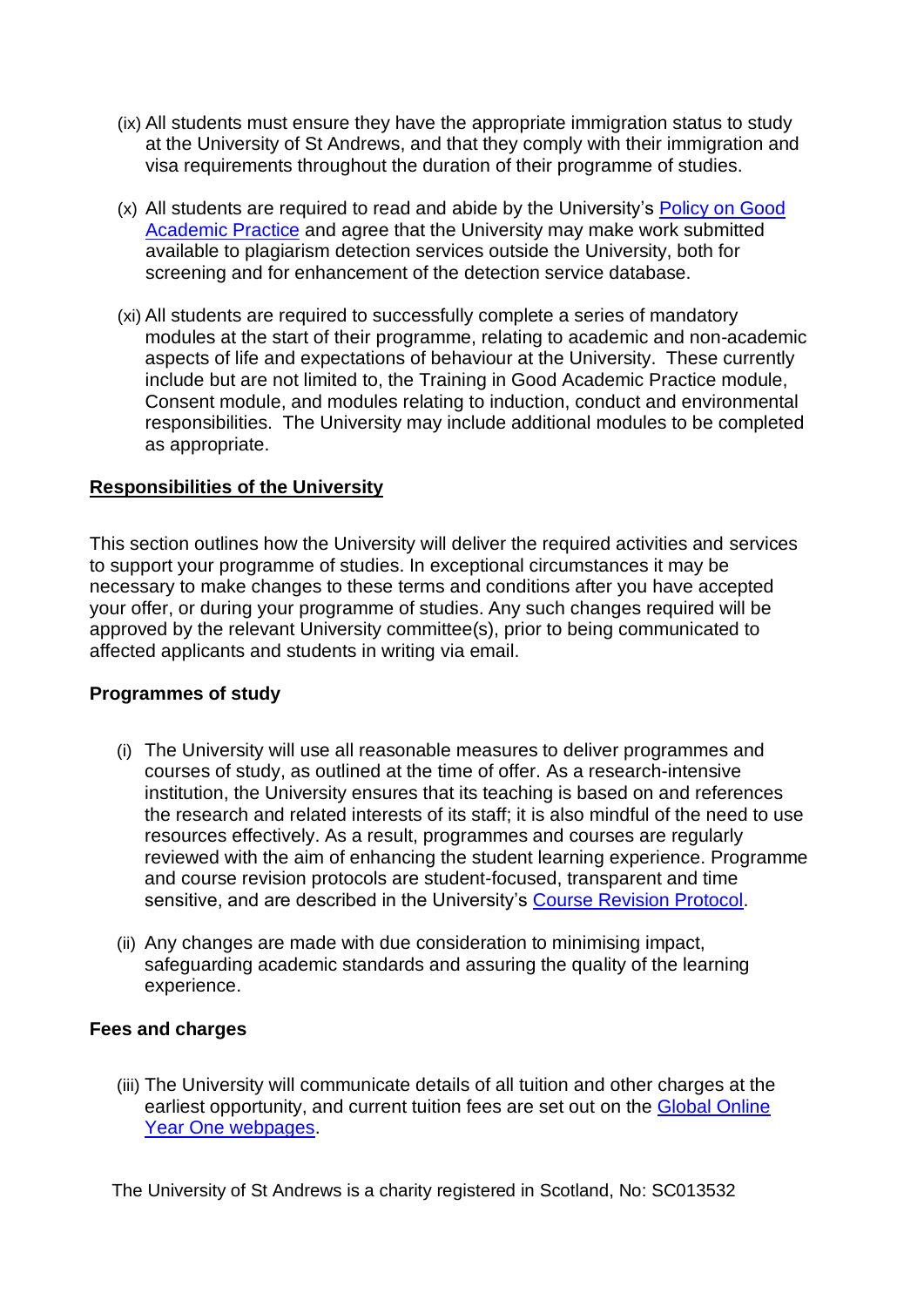(ix) All students must ensure they have the appropriate immigration status to study at the University of St Andrews, and that they comply with their immigration and visa requirements throughout the duration of their programme of studies.

(x) All students are required to read and abide by the University's Policy on Good Academic Practice and agree that the University may make work submitted available to plagiarism detection services outside the University, both for screening and for enhancement of the detection service database.

(xi) All students are required to successfully complete a series of mandatory modules at the start of their programme, relating to academic and non-academic aspects of life and expectations of behaviour at the University. These currently include but are not limited to, the Training in Good Academic Practice module, Consent module, and modules relating to induction, conduct and environmental responsibilities. The University may include additional modules to be completed as appropriate.

## Responsibilities of the University

This section outlines how the University will deliver the required activities and services to support your programme of studies. In exceptional circumstances it may be necessary to make changes to these terms and conditions after you have accepted your offer, or during your programme of studies. Any such changes required will be approved by the relevant University committee(s), prior to being communicated to affected applicants and students in writing via email.

### Programmes of study

(i) The University will use all reasonable measures to deliver programmes and courses of study, as outlined at the time of offer. As a research-intensive institution, the University ensures that its teaching is based on and references the research and related interests of its staff; it is also mindful of the need to use resources effectively. As a result, programmes and courses are regularly reviewed with the aim of enhancing the student learning experience. Programme and course revision protocols are student-focused, transparent and time sensitive, and are described in the University's Course Revision Protocol.

(ii) Any changes are made with due consideration to minimising impact, safeguarding academic standards and assuring the quality of the learning experience.

### Fees and charges

(iii) The University will communicate details of all tuition and other charges at the earliest opportunity, and current tuition fees are set out on the Global Online Year One webpages.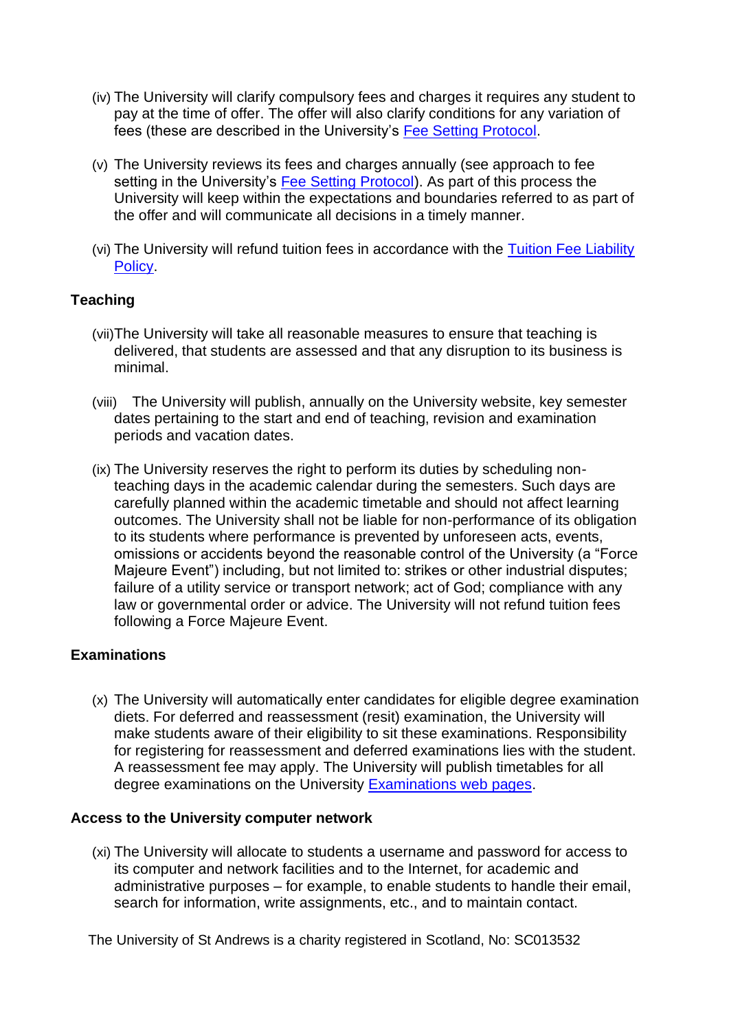(iv) The University will clarify compulsory fees and charges it requires any student to pay at the time of offer. The offer will also clarify conditions for any variation of fees (these are described in the University's Fee Setting Protocol.

(v) The University reviews its fees and charges annually (see approach to fee setting in the University's Fee Setting Protocol). As part of this process the University will keep within the expectations and boundaries referred to as part of the offer and will communicate all decisions in a timely manner.

(vi) The University will refund tuition fees in accordance with the Tuition Fee Liability Policy.

### Teaching

(vii) The University will take all reasonable measures to ensure that teaching is delivered, that students are assessed and that any disruption to its business is minimal.

(viii) The University will publish, annually on the University website, key semester dates pertaining to the start and end of teaching, revision and examination periods and vacation dates.

(ix) The University reserves the right to perform its duties by scheduling non-teaching days in the academic calendar during the semesters. Such days are carefully planned within the academic timetable and should not affect learning outcomes. The University shall not be liable for non-performance of its obligation to its students where performance is prevented by unforeseen acts, events, omissions or accidents beyond the reasonable control of the University (a "Force Majeure Event") including, but not limited to: strikes or other industrial disputes; failure of a utility service or transport network; act of God; compliance with any law or governmental order or advice. The University will not refund tuition fees following a Force Majeure Event.

### Examinations

(x) The University will automatically enter candidates for eligible degree examination diets. For deferred and reassessment (resit) examination, the University will make students aware of their eligibility to sit these examinations. Responsibility for registering for reassessment and deferred examinations lies with the student. A reassessment fee may apply. The University will publish timetables for all degree examinations on the University Examinations web pages.

### Access to the University computer network

(xi) The University will allocate to students a username and password for access to its computer and network facilities and to the Internet, for academic and administrative purposes – for example, to enable students to handle their email, search for information, write assignments, etc., and to maintain contact.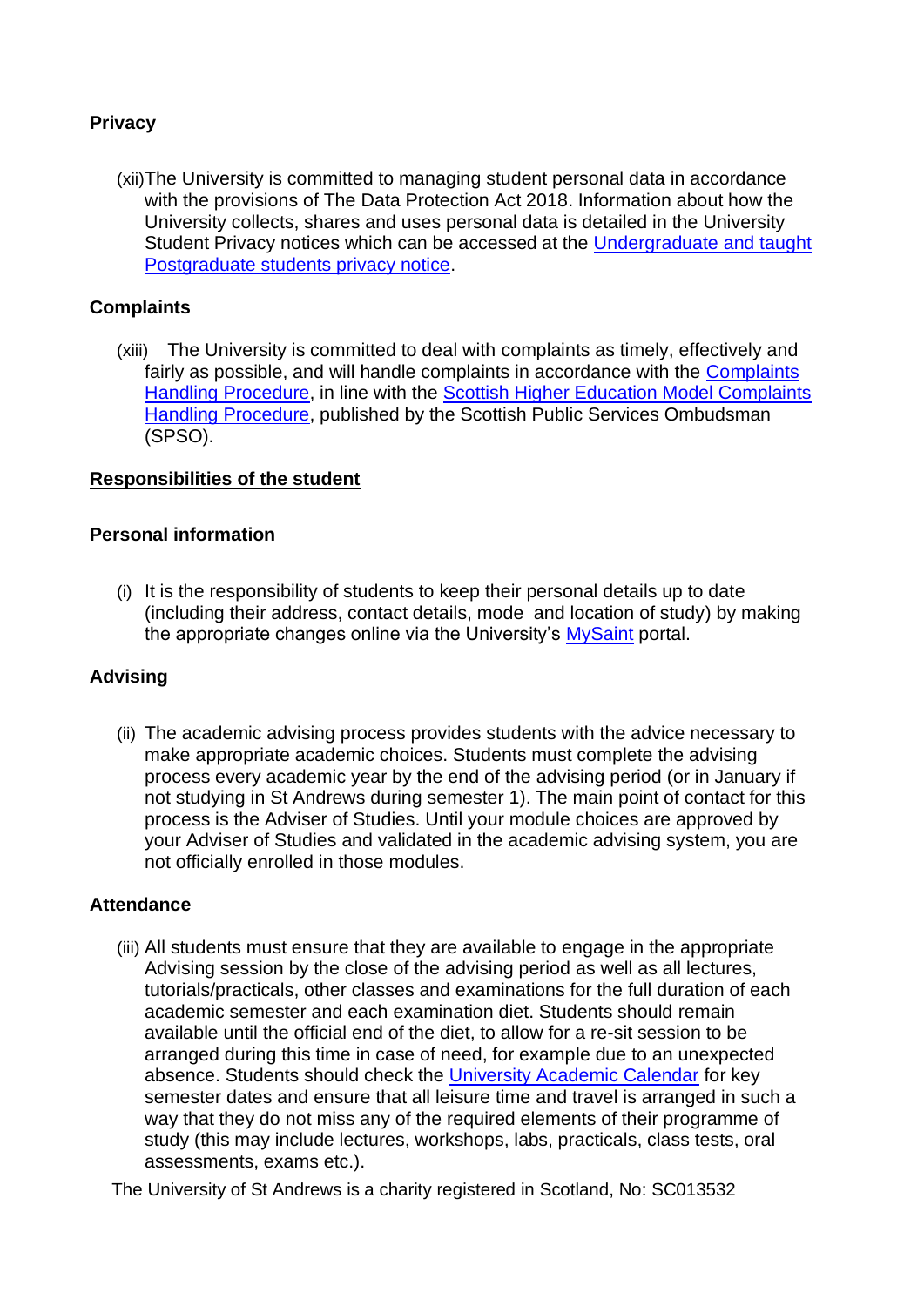**Privacy**

(xii) The University is committed to managing student personal data in accordance with the provisions of The Data Protection Act 2018. Information about how the University collects, shares and uses personal data is detailed in the University Student Privacy notices which can be accessed at the Undergraduate and taught Postgraduate students privacy notice.

**Complaints**

(xiii) The University is committed to deal with complaints as timely, effectively and fairly as possible, and will handle complaints in accordance with the Complaints Handling Procedure, in line with the Scottish Higher Education Model Complaints Handling Procedure, published by the Scottish Public Services Ombudsman (SPSO).

## Responsibilities of the student

**Personal information**

(i) It is the responsibility of students to keep their personal details up to date (including their address, contact details, mode and location of study) by making the appropriate changes online via the University's MySaint portal.

**Advising**

(ii) The academic advising process provides students with the advice necessary to make appropriate academic choices. Students must complete the advising process every academic year by the end of the advising period (or in January if not studying in St Andrews during semester 1). The main point of contact for this process is the Adviser of Studies. Until your module choices are approved by your Adviser of Studies and validated in the academic advising system, you are not officially enrolled in those modules.

**Attendance**

(iii) All students must ensure that they are available to engage in the appropriate Advising session by the close of the advising period as well as all lectures, tutorials/practicals, other classes and examinations for the full duration of each academic semester and each examination diet. Students should remain available until the official end of the diet, to allow for a re-sit session to be arranged during this time in case of need, for example due to an unexpected absence. Students should check the University Academic Calendar for key semester dates and ensure that all leisure time and travel is arranged in such a way that they do not miss any of the required elements of their programme of study (this may include lectures, workshops, labs, practicals, class tests, oral assessments, exams etc.).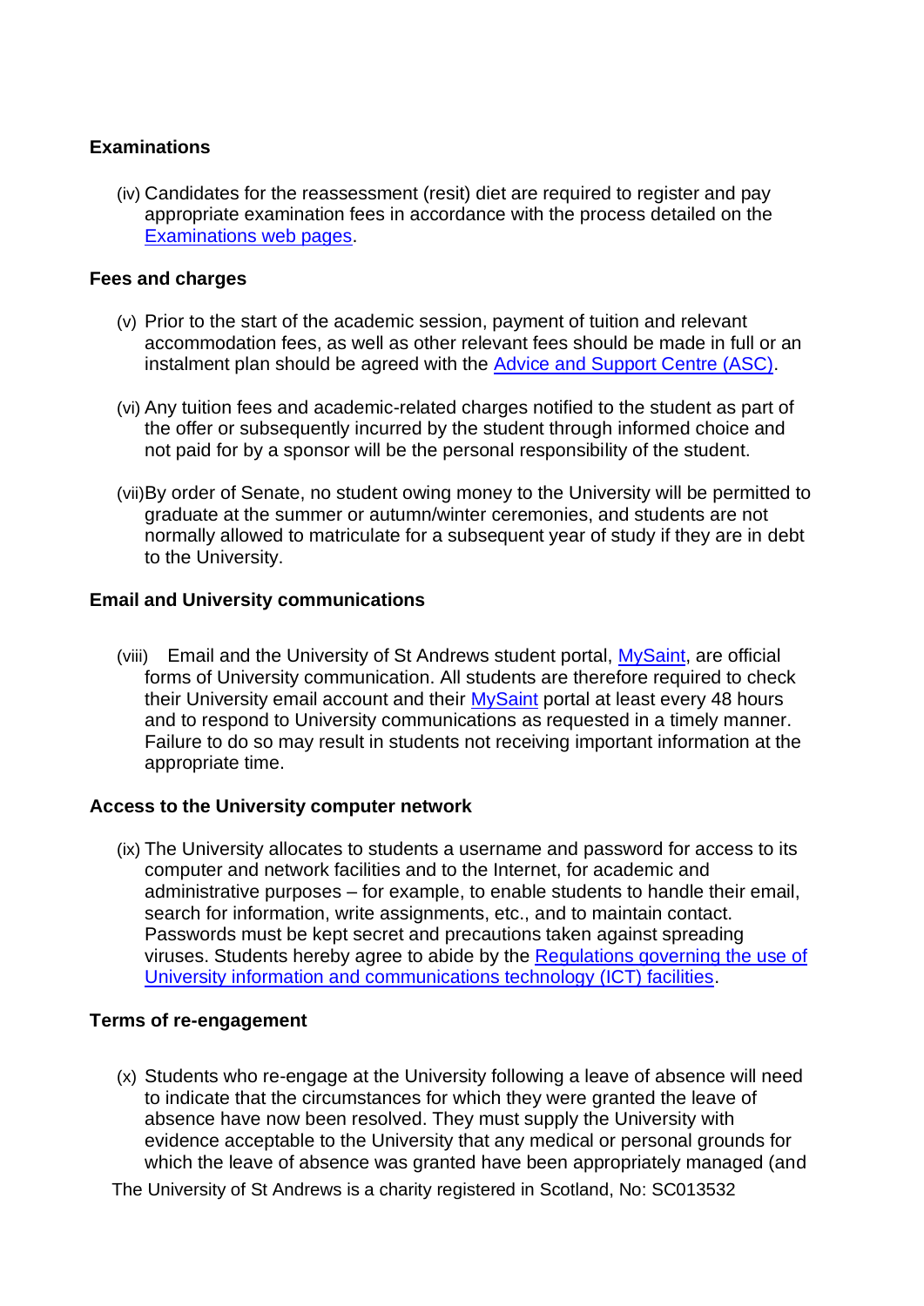**Examinations**

(iv) Candidates for the reassessment (resit) diet are required to register and pay appropriate examination fees in accordance with the process detailed on the Examinations web pages.

**Fees and charges**

(v) Prior to the start of the academic session, payment of tuition and relevant accommodation fees, as well as other relevant fees should be made in full or an instalment plan should be agreed with the Advice and Support Centre (ASC).

(vi) Any tuition fees and academic-related charges notified to the student as part of the offer or subsequently incurred by the student through informed choice and not paid for by a sponsor will be the personal responsibility of the student.

(vii) By order of Senate, no student owing money to the University will be permitted to graduate at the summer or autumn/winter ceremonies, and students are not normally allowed to matriculate for a subsequent year of study if they are in debt to the University.

**Email and University communications**

(viii) Email and the University of St Andrews student portal, MySaint, are official forms of University communication. All students are therefore required to check their University email account and their MySaint portal at least every 48 hours and to respond to University communications as requested in a timely manner. Failure to do so may result in students not receiving important information at the appropriate time.

**Access to the University computer network**

(ix) The University allocates to students a username and password for access to its computer and network facilities and to the Internet, for academic and administrative purposes – for example, to enable students to handle their email, search for information, write assignments, etc., and to maintain contact. Passwords must be kept secret and precautions taken against spreading viruses. Students hereby agree to abide by the Regulations governing the use of University information and communications technology (ICT) facilities.

**Terms of re-engagement**

(x) Students who re-engage at the University following a leave of absence will need to indicate that the circumstances for which they were granted the leave of absence have now been resolved. They must supply the University with evidence acceptable to the University that any medical or personal grounds for which the leave of absence was granted have been appropriately managed (and

The University of St Andrews is a charity registered in Scotland, No: SC013532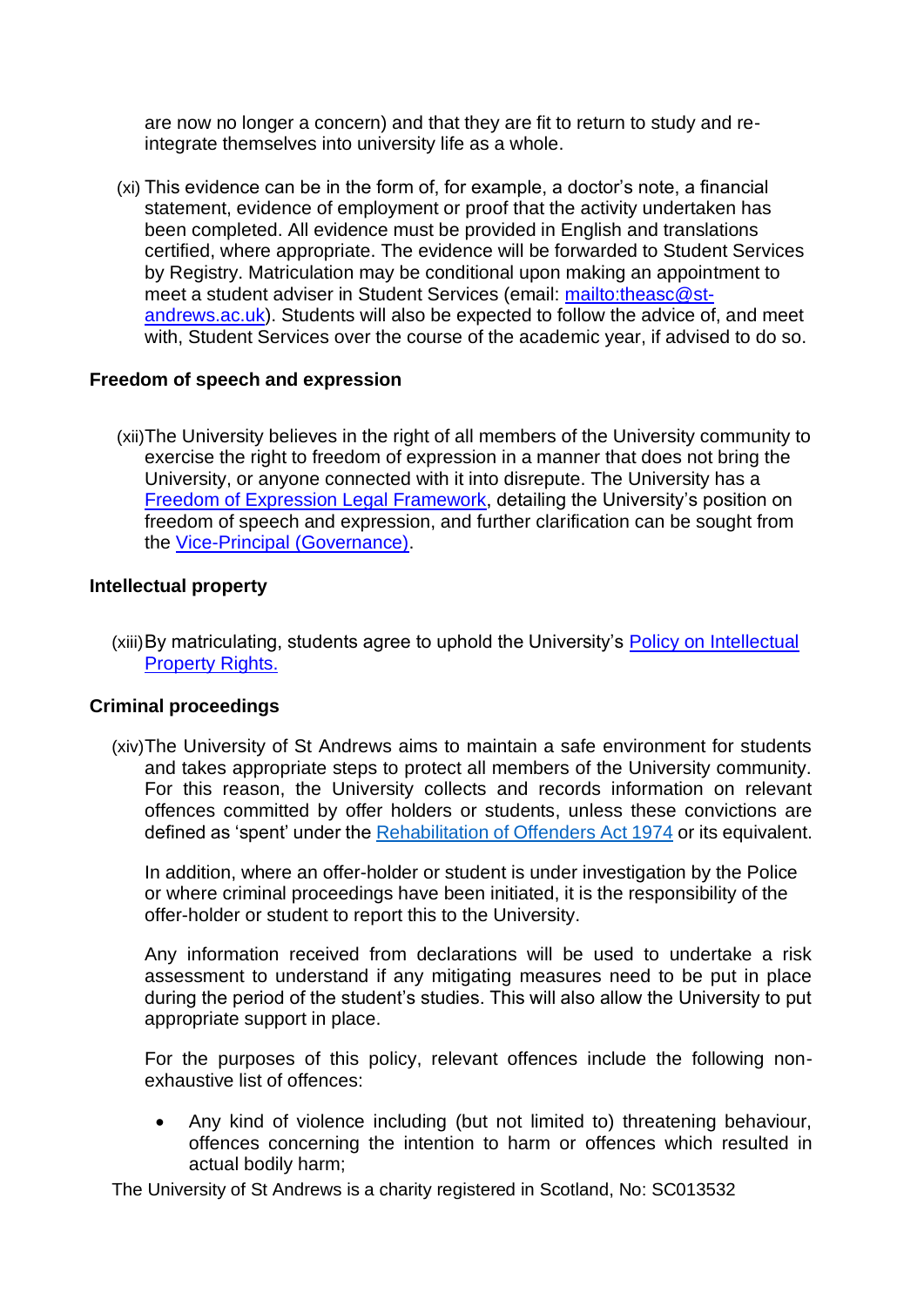are now no longer a concern) and that they are fit to return to study and re-integrate themselves into university life as a whole.

(xi) This evidence can be in the form of, for example, a doctor's note, a financial statement, evidence of employment or proof that the activity undertaken has been completed. All evidence must be provided in English and translations certified, where appropriate. The evidence will be forwarded to Student Services by Registry. Matriculation may be conditional upon making an appointment to meet a student adviser in Student Services (email: mailto:theasc@st-andrews.ac.uk). Students will also be expected to follow the advice of, and meet with, Student Services over the course of the academic year, if advised to do so.

**Freedom of speech and expression**

(xii) The University believes in the right of all members of the University community to exercise the right to freedom of expression in a manner that does not bring the University, or anyone connected with it into disrepute. The University has a Freedom of Expression Legal Framework, detailing the University's position on freedom of speech and expression, and further clarification can be sought from the Vice-Principal (Governance).

**Intellectual property**

(xiii) By matriculating, students agree to uphold the University's Policy on Intellectual Property Rights.

**Criminal proceedings**

(xiv) The University of St Andrews aims to maintain a safe environment for students and takes appropriate steps to protect all members of the University community. For this reason, the University collects and records information on relevant offences committed by offer holders or students, unless these convictions are defined as 'spent' under the Rehabilitation of Offenders Act 1974 or its equivalent.

In addition, where an offer-holder or student is under investigation by the Police or where criminal proceedings have been initiated, it is the responsibility of the offer-holder or student to report this to the University.

Any information received from declarations will be used to undertake a risk assessment to understand if any mitigating measures need to be put in place during the period of the student's studies. This will also allow the University to put appropriate support in place.

For the purposes of this policy, relevant offences include the following non-exhaustive list of offences:

- Any kind of violence including (but not limited to) threatening behaviour, offences concerning the intention to harm or offences which resulted in actual bodily harm;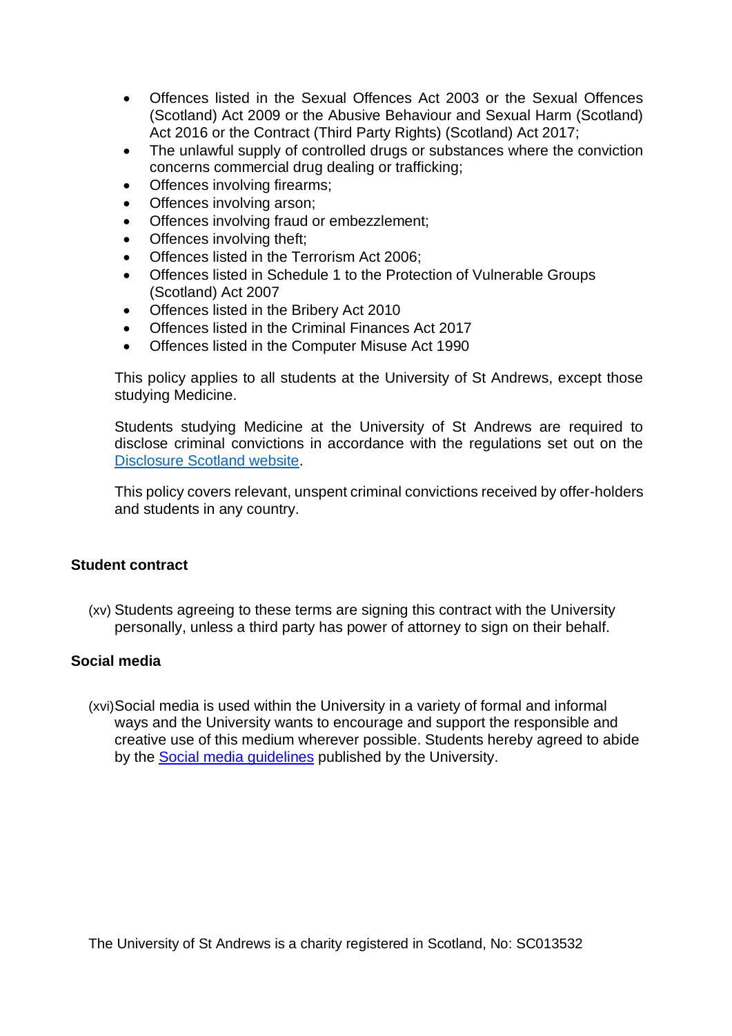- Offences listed in the Sexual Offences Act 2003 or the Sexual Offences (Scotland) Act 2009 or the Abusive Behaviour and Sexual Harm (Scotland) Act 2016 or the Contract (Third Party Rights) (Scotland) Act 2017;
- The unlawful supply of controlled drugs or substances where the conviction concerns commercial drug dealing or trafficking;
- Offences involving firearms;
- Offences involving arson;
- Offences involving fraud or embezzlement;
- Offences involving theft;
- Offences listed in the Terrorism Act 2006;
- Offences listed in Schedule 1 to the Protection of Vulnerable Groups (Scotland) Act 2007
- Offences listed in the Bribery Act 2010
- Offences listed in the Criminal Finances Act 2017
- Offences listed in the Computer Misuse Act 1990

This policy applies to all students at the University of St Andrews, except those studying Medicine.

Students studying Medicine at the University of St Andrews are required to disclose criminal convictions in accordance with the regulations set out on the [Disclosure Scotland website](https://www.mygov.scot/organisations/disclosure-scotland).

This policy covers relevant, unspent criminal convictions received by offer-holders and students in any country.

**Student contract**

(xv) Students agreeing to these terms are signing this contract with the University personally, unless a third party has power of attorney to sign on their behalf.

**Social media**

(xvi) Social media is used within the University in a variety of formal and informal ways and the University wants to encourage and support the responsible and creative use of this medium wherever possible. Students hereby agreed to abide by the [Social media guidelines](https://www.st-andrews.ac.uk/policy/) published by the University.

The University of St Andrews is a charity registered in Scotland, No: SC013532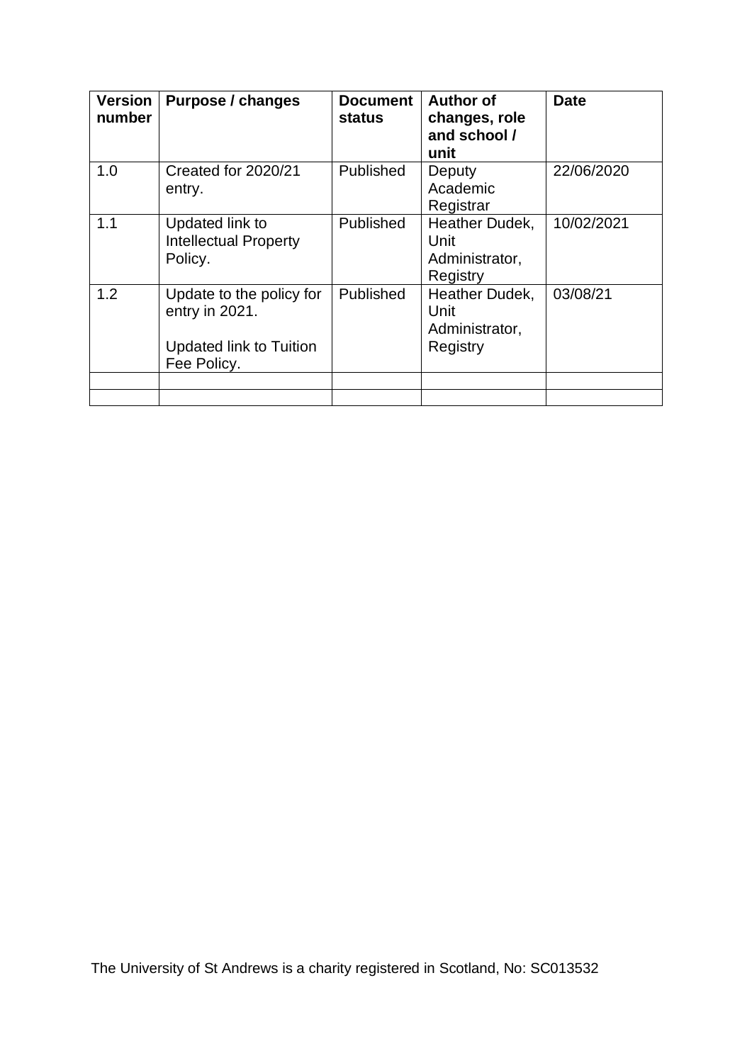| Version number | Purpose / changes | Document status | Author of changes, role and school / unit | Date |
|---|---|---|---|---|
| 1.0 | Created for 2020/21 entry. | Published | Deputy Academic Registrar | 22/06/2020 |
| 1.1 | Updated link to Intellectual Property Policy. | Published | Heather Dudek, Unit Administrator, Registry | 10/02/2021 |
| 1.2 | Update to the policy for entry in 2021. Updated link to Tuition Fee Policy. | Published | Heather Dudek, Unit Administrator, Registry | 03/08/21 |
| | | | | |
| | | | | |

The University of St Andrews is a charity registered in Scotland, No: SC013532